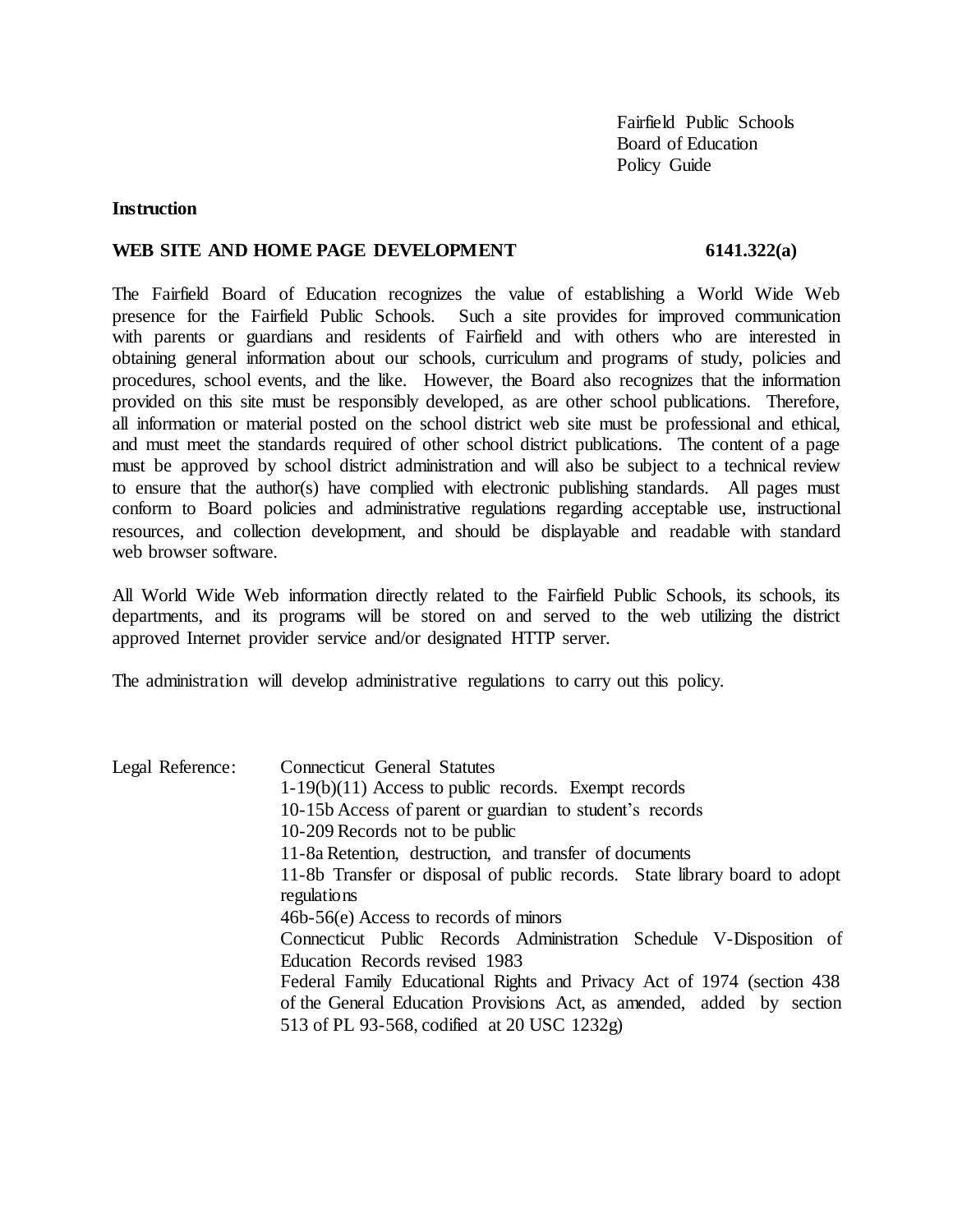Fairfield Public Schools
Board of Education
Policy Guide

**Instruction**

**WEB SITE AND HOME PAGE DEVELOPMENT 6141.322(a)**

The Fairfield Board of Education recognizes the value of establishing a World Wide Web presence for the Fairfield Public Schools. Such a site provides for improved communication with parents or guardians and residents of Fairfield and with others who are interested in obtaining general information about our schools, curriculum and programs of study, policies and procedures, school events, and the like. However, the Board also recognizes that the information provided on this site must be responsibly developed, as are other school publications. Therefore, all information or material posted on the school district web site must be professional and ethical, and must meet the standards required of other school district publications. The content of a page must be approved by school district administration and will also be subject to a technical review to ensure that the author(s) have complied with electronic publishing standards. All pages must conform to Board policies and administrative regulations regarding acceptable use, instructional resources, and collection development, and should be displayable and readable with standard web browser software.

All World Wide Web information directly related to the Fairfield Public Schools, its schools, its departments, and its programs will be stored on and served to the web utilizing the district approved Internet provider service and/or designated HTTP server.

The administration will develop administrative regulations to carry out this policy.

Legal Reference: Connecticut General Statutes

1-19(b)(11) Access to public records. Exempt records

10-15b Access of parent or guardian to student's records

10-209 Records not to be public

11-8a Retention, destruction, and transfer of documents

11-8b Transfer or disposal of public records. State library board to adopt regulations

46b-56(e) Access to records of minors

Connecticut Public Records Administration Schedule V-Disposition of Education Records revised 1983

Federal Family Educational Rights and Privacy Act of 1974 (section 438 of the General Education Provisions Act, as amended, added by section 513 of PL 93-568, codified at 20 USC 1232g)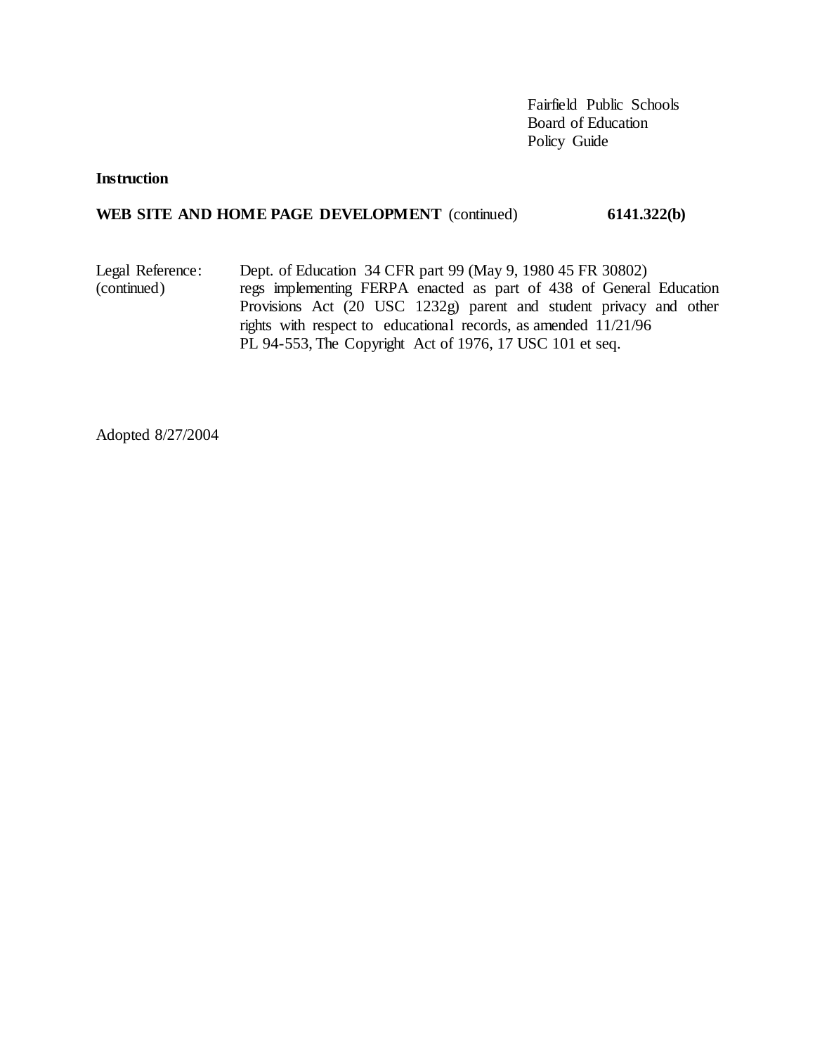Fairfield Public Schools
Board of Education
Policy Guide

**Instruction**

**WEB SITE AND HOME PAGE DEVELOPMENT** (continued) **6141.322(b)**

Legal Reference: (continued)

Dept. of Education 34 CFR part 99 (May 9, 1980 45 FR 30802) regs implementing FERPA enacted as part of 438 of General Education Provisions Act (20 USC 1232g) parent and student privacy and other rights with respect to educational records, as amended 11/21/96

PL 94-553, The Copyright Act of 1976, 17 USC 101 et seq.

Adopted 8/27/2004